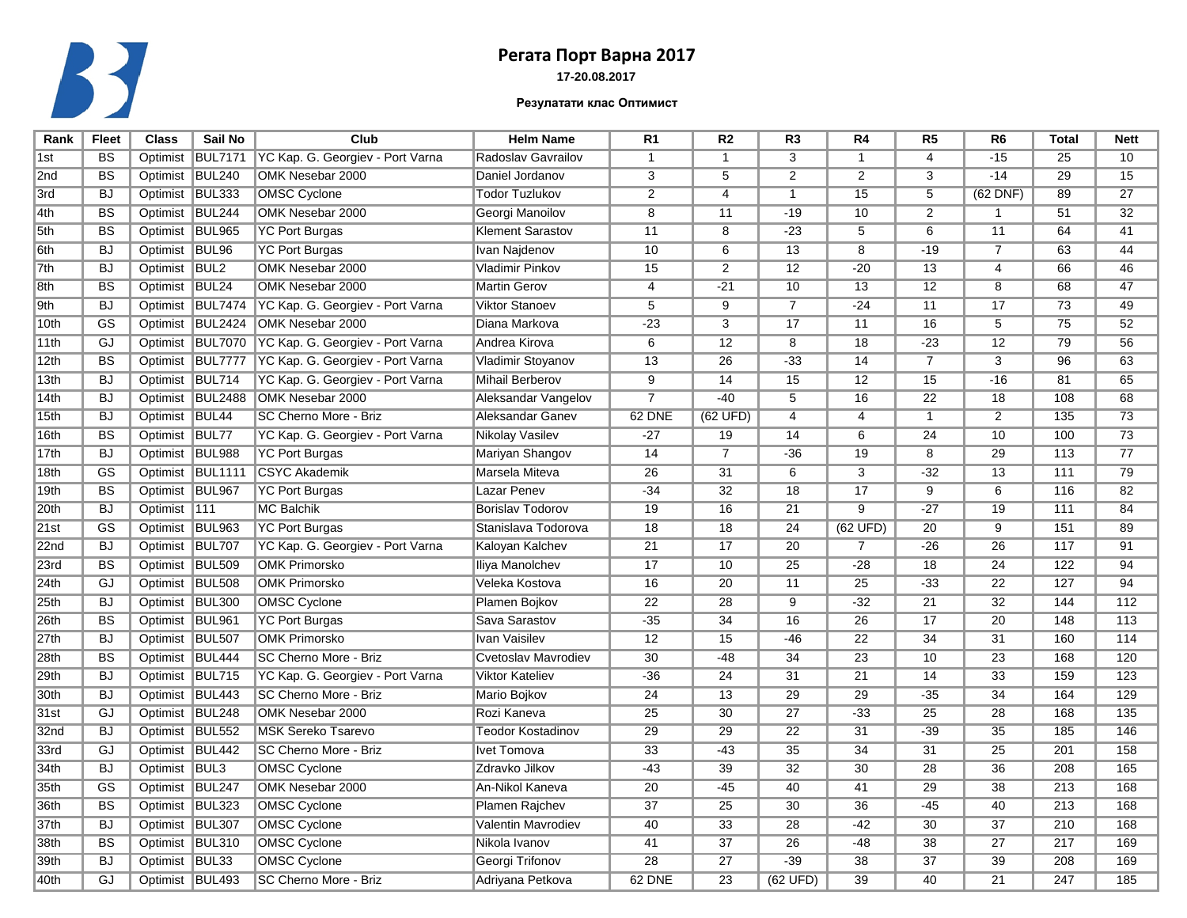# Регата Порт Варна 2017

**17-20.08.2017**

**Резултати клас Оптимист**

| Rank | Fleet | Class | Sail No | Club | Helm Name | R1 | R2 | R3 | R4 | R5 | R6 | Total | Nett |
|---|---|---|---|---|---|---|---|---|---|---|---|---|---|
| 1st | BS | Optimist | BUL7171 | YC Kap. G. Georgiev - Port Varna | Radoslav Gavrailov | 1 | 1 | 3 | 1 | 4 | -15 | 25 | 10 |
| 2nd | BS | Optimist | BUL240 | OMK Nesebar 2000 | Daniel Jordanov | 3 | 5 | 2 | 2 | 3 | -14 | 29 | 15 |
| 3rd | BJ | Optimist | BUL333 | OMSC Cyclone | Todor Tuzlukov | 2 | 4 | 1 | 15 | 5 | (62 DNF) | 89 | 27 |
| 4th | BS | Optimist | BUL244 | OMK Nesebar 2000 | Georgi Manoilov | 8 | 11 | -19 | 10 | 2 | 1 | 51 | 32 |
| 5th | BS | Optimist | BUL965 | YC Port Burgas | Klement Sarastov | 11 | 8 | -23 | 5 | 6 | 11 | 64 | 41 |
| 6th | BJ | Optimist | BUL96 | YC Port Burgas | Ivan Najdenov | 10 | 6 | 13 | 8 | -19 | 7 | 63 | 44 |
| 7th | BJ | Optimist | BUL2 | OMK Nesebar 2000 | Vladimir Pinkov | 15 | 2 | 12 | -20 | 13 | 4 | 66 | 46 |
| 8th | BS | Optimist | BUL24 | OMK Nesebar 2000 | Martin Gerov | 4 | -21 | 10 | 13 | 12 | 8 | 68 | 47 |
| 9th | BJ | Optimist | BUL7474 | YC Kap. G. Georgiev - Port Varna | Viktor Stanoev | 5 | 9 | 7 | -24 | 11 | 17 | 73 | 49 |
| 10th | GS | Optimist | BUL2424 | OMK Nesebar 2000 | Diana Markova | -23 | 3 | 17 | 11 | 16 | 5 | 75 | 52 |
| 11th | GJ | Optimist | BUL7070 | YC Kap. G. Georgiev - Port Varna | Andrea Kirova | 6 | 12 | 8 | 18 | -23 | 12 | 79 | 56 |
| 12th | BS | Optimist | BUL7777 | YC Kap. G. Georgiev - Port Varna | Vladimir Stoyanov | 13 | 26 | -33 | 14 | 7 | 3 | 96 | 63 |
| 13th | BJ | Optimist | BUL714 | YC Kap. G. Georgiev - Port Varna | Mihail Berberov | 9 | 14 | 15 | 12 | 15 | -16 | 81 | 65 |
| 14th | BJ | Optimist | BUL2488 | OMK Nesebar 2000 | Aleksandar Vangelov | 7 | -40 | 5 | 16 | 22 | 18 | 108 | 68 |
| 15th | BJ | Optimist | BUL44 | SC Cherno More - Briz | Aleksandar Ganev | 62 DNE | (62 UFD) | 4 | 4 | 1 | 2 | 135 | 73 |
| 16th | BS | Optimist | BUL77 | YC Kap. G. Georgiev - Port Varna | Nikolay Vasilev | -27 | 19 | 14 | 6 | 24 | 10 | 100 | 73 |
| 17th | BJ | Optimist | BUL988 | YC Port Burgas | Mariyan Shangov | 14 | 7 | -36 | 19 | 8 | 29 | 113 | 77 |
| 18th | GS | Optimist | BUL1111 | CSYC Akademik | Marsela Miteva | 26 | 31 | 6 | 3 | -32 | 13 | 111 | 79 |
| 19th | BS | Optimist | BUL967 | YC Port Burgas | Lazar Penev | -34 | 32 | 18 | 17 | 9 | 6 | 116 | 82 |
| 20th | BJ | Optimist | 111 | MC Balchik | Borislav Todorov | 19 | 16 | 21 | 9 | -27 | 19 | 111 | 84 |
| 21st | GS | Optimist | BUL963 | YC Port Burgas | Stanislava Todorova | 18 | 18 | 24 | (62 UFD) | 20 | 9 | 151 | 89 |
| 22nd | BJ | Optimist | BUL707 | YC Kap. G. Georgiev - Port Varna | Kaloyan Kalchev | 21 | 17 | 20 | 7 | -26 | 26 | 117 | 91 |
| 23rd | BS | Optimist | BUL509 | OMK Primorsko | Iliya Manolchev | 17 | 10 | 25 | -28 | 18 | 24 | 122 | 94 |
| 24th | GJ | Optimist | BUL508 | OMK Primorsko | Veleka Kostova | 16 | 20 | 11 | 25 | -33 | 22 | 127 | 94 |
| 25th | BJ | Optimist | BUL300 | OMSC Cyclone | Plamen Bojkov | 22 | 28 | 9 | -32 | 21 | 32 | 144 | 112 |
| 26th | BS | Optimist | BUL961 | YC Port Burgas | Sava Sarastov | -35 | 34 | 16 | 26 | 17 | 20 | 148 | 113 |
| 27th | BJ | Optimist | BUL507 | OMK Primorsko | Ivan Vaisilev | 12 | 15 | -46 | 22 | 34 | 31 | 160 | 114 |
| 28th | BS | Optimist | BUL444 | SC Cherno More - Briz | Cvetoslav Mavrodiev | 30 | -48 | 34 | 23 | 10 | 23 | 168 | 120 |
| 29th | BJ | Optimist | BUL715 | YC Kap. G. Georgiev - Port Varna | Viktor Kateliev | -36 | 24 | 31 | 21 | 14 | 33 | 159 | 123 |
| 30th | BJ | Optimist | BUL443 | SC Cherno More - Briz | Mario Bojkov | 24 | 13 | 29 | 29 | -35 | 34 | 164 | 129 |
| 31st | GJ | Optimist | BUL248 | OMK Nesebar 2000 | Rozi Kaneva | 25 | 30 | 27 | -33 | 25 | 28 | 168 | 135 |
| 32nd | BJ | Optimist | BUL552 | MSK Sereko Tsarevo | Teodor Kostadinov | 29 | 29 | 22 | 31 | -39 | 35 | 185 | 146 |
| 33rd | GJ | Optimist | BUL442 | SC Cherno More - Briz | Ivet Tomova | 33 | -43 | 35 | 34 | 31 | 25 | 201 | 158 |
| 34th | BJ | Optimist | BUL3 | OMSC Cyclone | Zdravko Jilkov | -43 | 39 | 32 | 30 | 28 | 36 | 208 | 165 |
| 35th | GS | Optimist | BUL247 | OMK Nesebar 2000 | An-Nikol Kaneva | 20 | -45 | 40 | 41 | 29 | 38 | 213 | 168 |
| 36th | BS | Optimist | BUL323 | OMSC Cyclone | Plamen Rajchev | 37 | 25 | 30 | 36 | -45 | 40 | 213 | 168 |
| 37th | BJ | Optimist | BUL307 | OMSC Cyclone | Valentin Mavrodiev | 40 | 33 | 28 | -42 | 30 | 37 | 210 | 168 |
| 38th | BS | Optimist | BUL310 | OMSC Cyclone | Nikola Ivanov | 41 | 37 | 26 | -48 | 38 | 27 | 217 | 169 |
| 39th | BJ | Optimist | BUL33 | OMSC Cyclone | Georgi Trifonov | 28 | 27 | -39 | 38 | 37 | 39 | 208 | 169 |
| 40th | GJ | Optimist | BUL493 | SC Cherno More - Briz | Adriyana Petkova | 62 DNE | 23 | (62 UFD) | 39 | 40 | 21 | 247 | 185 |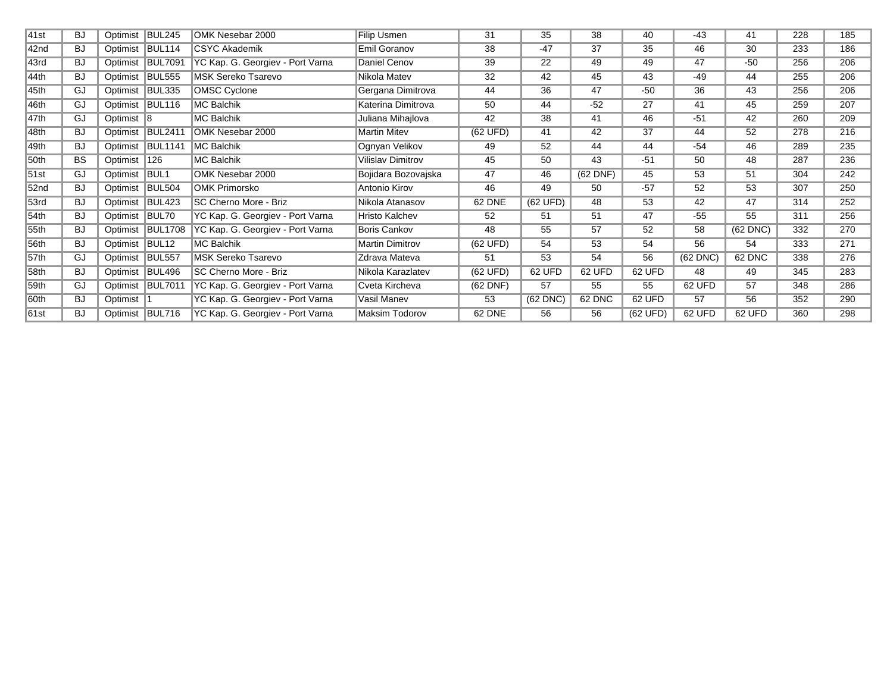| | | | | | | | | | | | | | |
|---|---|---|---|---|---|---|---|---|---|---|---|---|---|
| 41st | BJ | Optimist | BUL245 | OMK Nesebar 2000 | Filip Usmen | 31 | 35 | 38 | 40 | -43 | 41 | 228 | 185 |
| 42nd | BJ | Optimist | BUL114 | CSYC Akademik | Emil Goranov | 38 | -47 | 37 | 35 | 46 | 30 | 233 | 186 |
| 43rd | BJ | Optimist | BUL7091 | YC Kap. G. Georgiev - Port Varna | Daniel Cenov | 39 | 22 | 49 | 49 | 47 | -50 | 256 | 206 |
| 44th | BJ | Optimist | BUL555 | MSK Sereko Tsarevo | Nikola Matev | 32 | 42 | 45 | 43 | -49 | 44 | 255 | 206 |
| 45th | GJ | Optimist | BUL335 | OMSC Cyclone | Gergana Dimitrova | 44 | 36 | 47 | -50 | 36 | 43 | 256 | 206 |
| 46th | GJ | Optimist | BUL116 | MC Balchik | Katerina Dimitrova | 50 | 44 | -52 | 27 | 41 | 45 | 259 | 207 |
| 47th | GJ | Optimist | 8 | MC Balchik | Juliana Mihajlova | 42 | 38 | 41 | 46 | -51 | 42 | 260 | 209 |
| 48th | BJ | Optimist | BUL2411 | OMK Nesebar 2000 | Martin Mitev | (62 UFD) | 41 | 42 | 37 | 44 | 52 | 278 | 216 |
| 49th | BJ | Optimist | BUL1141 | MC Balchik | Ognyan Velikov | 49 | 52 | 44 | 44 | -54 | 46 | 289 | 235 |
| 50th | BS | Optimist | 126 | MC Balchik | Vilislav Dimitrov | 45 | 50 | 43 | -51 | 50 | 48 | 287 | 236 |
| 51st | GJ | Optimist | BUL1 | OMK Nesebar 2000 | Bojidara Bozovajska | 47 | 46 | (62 DNF) | 45 | 53 | 51 | 304 | 242 |
| 52nd | BJ | Optimist | BUL504 | OMK Primorsko | Antonio Kirov | 46 | 49 | 50 | -57 | 52 | 53 | 307 | 250 |
| 53rd | BJ | Optimist | BUL423 | SC Cherno More - Briz | Nikola Atanasov | 62 DNE | (62 UFD) | 48 | 53 | 42 | 47 | 314 | 252 |
| 54th | BJ | Optimist | BUL70 | YC Kap. G. Georgiev - Port Varna | Hristo Kalchev | 52 | 51 | 51 | 47 | -55 | 55 | 311 | 256 |
| 55th | BJ | Optimist | BUL1708 | YC Kap. G. Georgiev - Port Varna | Boris Cankov | 48 | 55 | 57 | 52 | 58 | (62 DNC) | 332 | 270 |
| 56th | BJ | Optimist | BUL12 | MC Balchik | Martin Dimitrov | (62 UFD) | 54 | 53 | 54 | 56 | 54 | 333 | 271 |
| 57th | GJ | Optimist | BUL557 | MSK Sereko Tsarevo | Zdrava Mateva | 51 | 53 | 54 | 56 | (62 DNC) | 62 DNC | 338 | 276 |
| 58th | BJ | Optimist | BUL496 | SC Cherno More - Briz | Nikola Karazlatev | (62 UFD) | 62 UFD | 62 UFD | 62 UFD | 48 | 49 | 345 | 283 |
| 59th | GJ | Optimist | BUL7011 | YC Kap. G. Georgiev - Port Varna | Cveta Kircheva | (62 DNF) | 57 | 55 | 55 | 62 UFD | 57 | 348 | 286 |
| 60th | BJ | Optimist | 1 | YC Kap. G. Georgiev - Port Varna | Vasil Manev | 53 | (62 DNC) | 62 DNC | 62 UFD | 57 | 56 | 352 | 290 |
| 61st | BJ | Optimist | BUL716 | YC Kap. G. Georgiev - Port Varna | Maksim Todorov | 62 DNE | 56 | 56 | (62 UFD) | 62 UFD | 62 UFD | 360 | 298 |